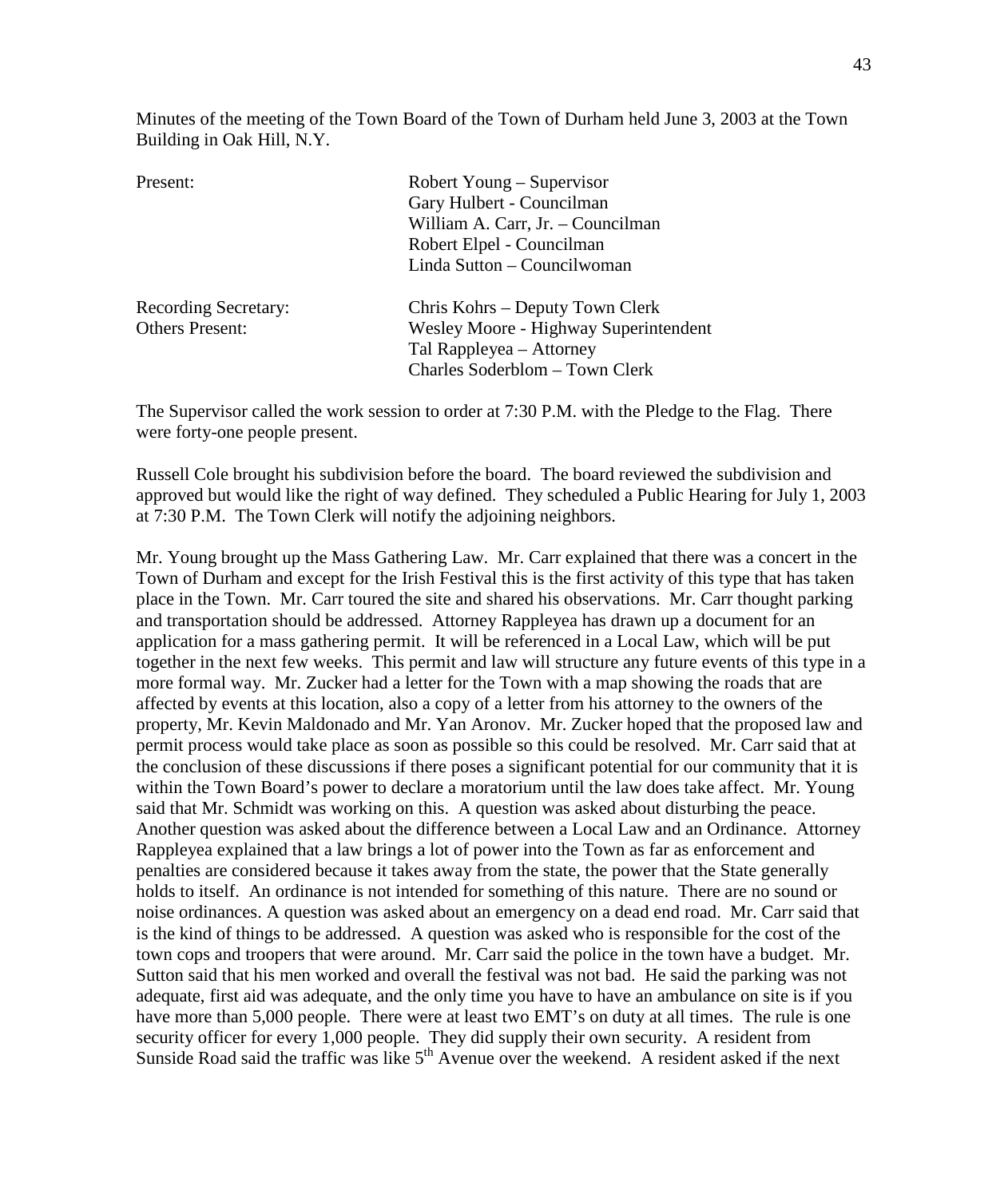Minutes of the meeting of the Town Board of the Town of Durham held June 3, 2003 at the Town Building in Oak Hill, N.Y.

| | |
|---|---|
| Present: | Robert Young – Supervisor |
| | Gary Hulbert - Councilman |
| | William A. Carr, Jr. – Councilman |
| | Robert Elpel - Councilman |
| | Linda Sutton – Councilwoman |
| Recording Secretary: | Chris Kohrs – Deputy Town Clerk |
| Others Present: | Wesley Moore - Highway Superintendent |
| | Tal Rappleyea – Attorney |
| | Charles Soderblom – Town Clerk |

The Supervisor called the work session to order at 7:30 P.M. with the Pledge to the Flag. There were forty-one people present.

Russell Cole brought his subdivision before the board. The board reviewed the subdivision and approved but would like the right of way defined. They scheduled a Public Hearing for July 1, 2003 at 7:30 P.M. The Town Clerk will notify the adjoining neighbors.

Mr. Young brought up the Mass Gathering Law. Mr. Carr explained that there was a concert in the Town of Durham and except for the Irish Festival this is the first activity of this type that has taken place in the Town. Mr. Carr toured the site and shared his observations. Mr. Carr thought parking and transportation should be addressed. Attorney Rappleyea has drawn up a document for an application for a mass gathering permit. It will be referenced in a Local Law, which will be put together in the next few weeks. This permit and law will structure any future events of this type in a more formal way. Mr. Zucker had a letter for the Town with a map showing the roads that are affected by events at this location, also a copy of a letter from his attorney to the owners of the property, Mr. Kevin Maldonado and Mr. Yan Aronov. Mr. Zucker hoped that the proposed law and permit process would take place as soon as possible so this could be resolved. Mr. Carr said that at the conclusion of these discussions if there poses a significant potential for our community that it is within the Town Board's power to declare a moratorium until the law does take affect. Mr. Young said that Mr. Schmidt was working on this. A question was asked about disturbing the peace. Another question was asked about the difference between a Local Law and an Ordinance. Attorney Rappleyea explained that a law brings a lot of power into the Town as far as enforcement and penalties are considered because it takes away from the state, the power that the State generally holds to itself. An ordinance is not intended for something of this nature. There are no sound or noise ordinances. A question was asked about an emergency on a dead end road. Mr. Carr said that is the kind of things to be addressed. A question was asked who is responsible for the cost of the town cops and troopers that were around. Mr. Carr said the police in the town have a budget. Mr. Sutton said that his men worked and overall the festival was not bad. He said the parking was not adequate, first aid was adequate, and the only time you have to have an ambulance on site is if you have more than 5,000 people. There were at least two EMT's on duty at all times. The rule is one security officer for every 1,000 people. They did supply their own security. A resident from Sunside Road said the traffic was like 5th Avenue over the weekend. A resident asked if the next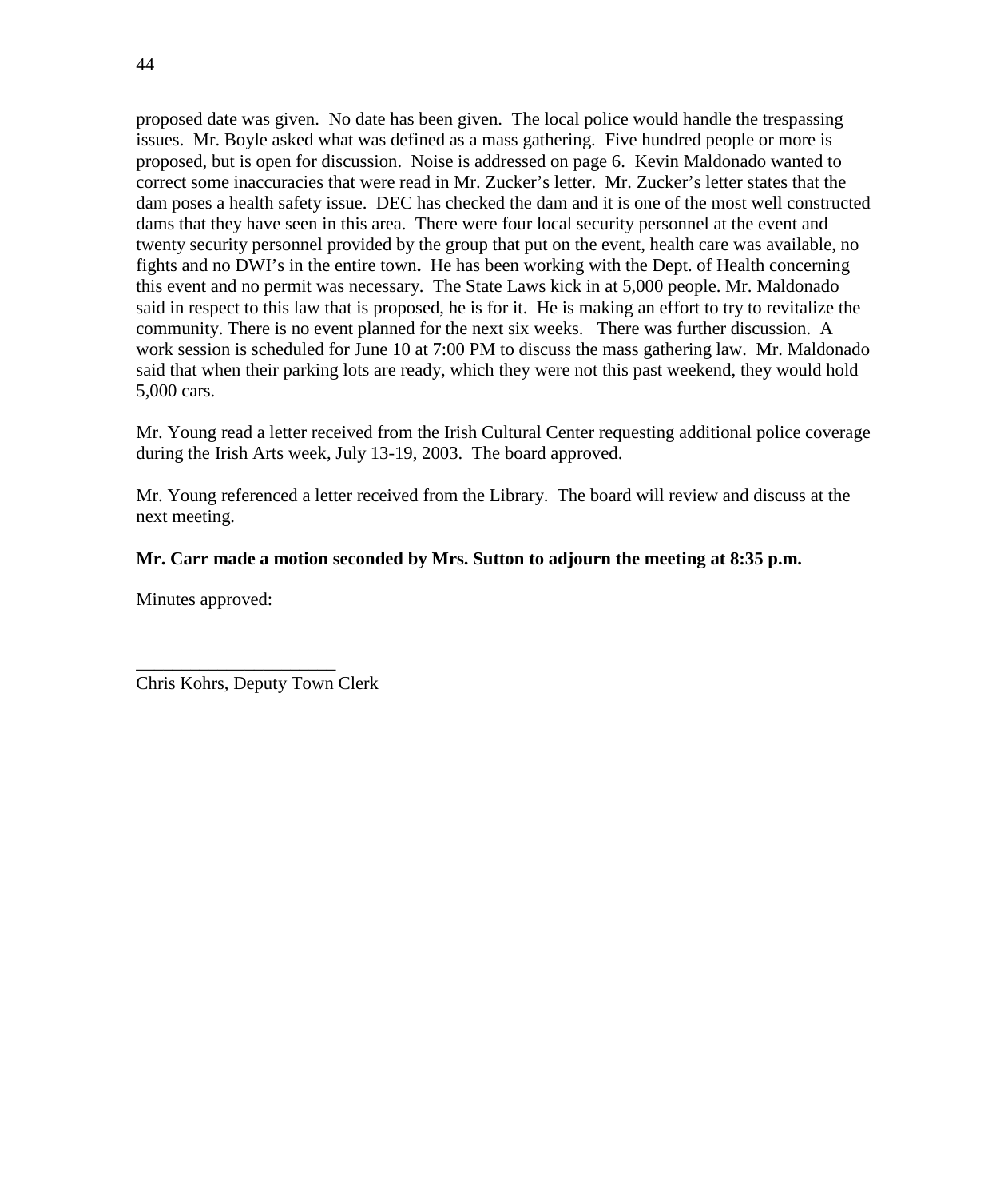proposed date was given. No date has been given. The local police would handle the trespassing issues. Mr. Boyle asked what was defined as a mass gathering. Five hundred people or more is proposed, but is open for discussion. Noise is addressed on page 6. Kevin Maldonado wanted to correct some inaccuracies that were read in Mr. Zucker's letter. Mr. Zucker's letter states that the dam poses a health safety issue. DEC has checked the dam and it is one of the most well constructed dams that they have seen in this area. There were four local security personnel at the event and twenty security personnel provided by the group that put on the event, health care was available, no fights and no DWI's in the entire town**.** He has been working with the Dept. of Health concerning this event and no permit was necessary. The State Laws kick in at 5,000 people. Mr. Maldonado said in respect to this law that is proposed, he is for it. He is making an effort to try to revitalize the community. There is no event planned for the next six weeks. There was further discussion. A work session is scheduled for June 10 at 7:00 PM to discuss the mass gathering law. Mr. Maldonado said that when their parking lots are ready, which they were not this past weekend, they would hold 5,000 cars.

Mr. Young read a letter received from the Irish Cultural Center requesting additional police coverage during the Irish Arts week, July 13-19, 2003. The board approved.

Mr. Young referenced a letter received from the Library. The board will review and discuss at the next meeting.

**Mr. Carr made a motion seconded by Mrs. Sutton to adjourn the meeting at 8:35 p.m.**

Minutes approved:

_____________________

Chris Kohrs, Deputy Town Clerk